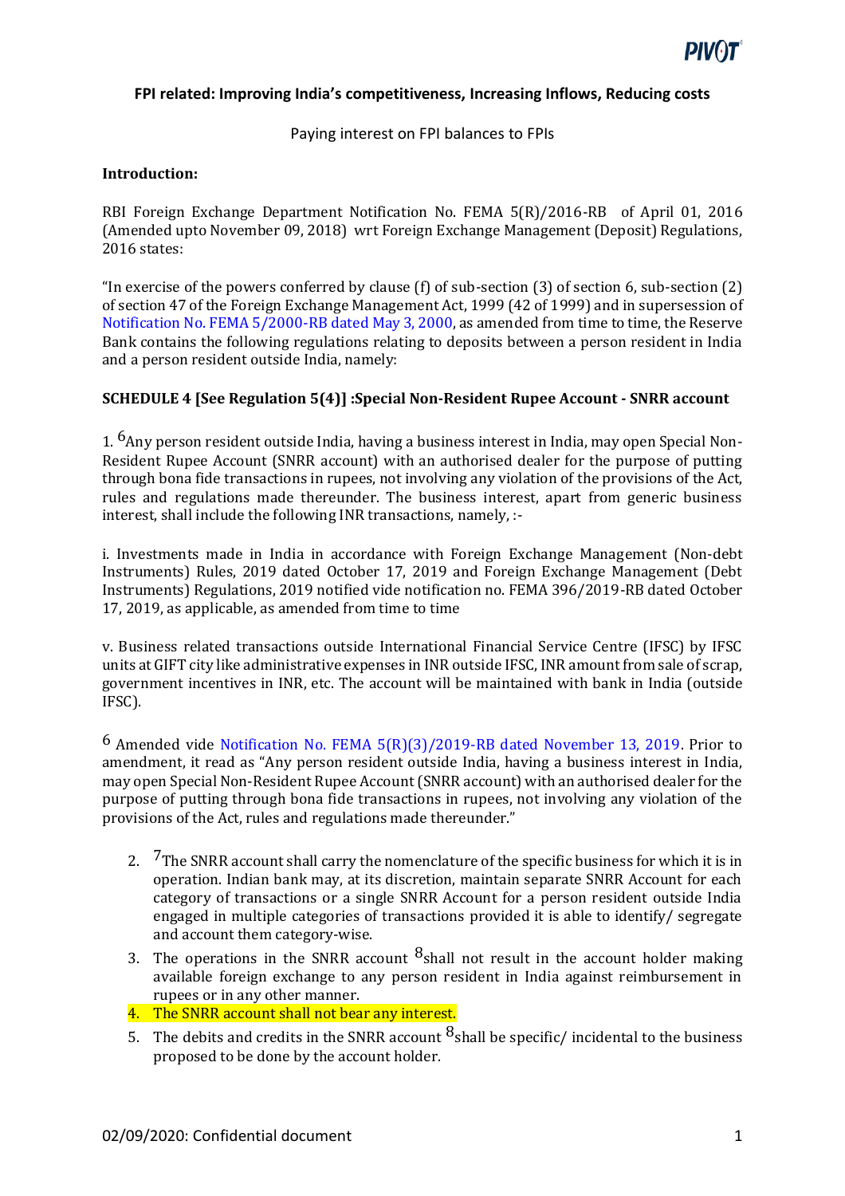**FPI related: Improving India's competitiveness, Increasing Inflows, Reducing costs**

Paying interest on FPI balances to FPIs

**Introduction:**

RBI Foreign Exchange Department Notification No. FEMA 5(R)/2016-RB of April 01, 2016 (Amended upto November 09, 2018) wrt Foreign Exchange Management (Deposit) Regulations, 2016 states:

"In exercise of the powers conferred by clause (f) of sub-section (3) of section 6, sub-section (2) of section 47 of the Foreign Exchange Management Act, 1999 (42 of 1999) and in supersession of Notification No. FEMA 5/2000-RB dated May 3, 2000, as amended from time to time, the Reserve Bank contains the following regulations relating to deposits between a person resident in India and a person resident outside India, namely:

**SCHEDULE 4 [See Regulation 5(4)] :Special Non-Resident Rupee Account - SNRR account**

1. [6]Any person resident outside India, having a business interest in India, may open Special Non-Resident Rupee Account (SNRR account) with an authorised dealer for the purpose of putting through bona fide transactions in rupees, not involving any violation of the provisions of the Act, rules and regulations made thereunder. The business interest, apart from generic business interest, shall include the following INR transactions, namely, :-

i. Investments made in India in accordance with Foreign Exchange Management (Non-debt Instruments) Rules, 2019 dated October 17, 2019 and Foreign Exchange Management (Debt Instruments) Regulations, 2019 notified vide notification no. FEMA 396/2019-RB dated October 17, 2019, as applicable, as amended from time to time

v. Business related transactions outside International Financial Service Centre (IFSC) by IFSC units at GIFT city like administrative expenses in INR outside IFSC, INR amount from sale of scrap, government incentives in INR, etc. The account will be maintained with bank in India (outside IFSC).

[6] Amended vide Notification No. FEMA 5(R)(3)/2019-RB dated November 13, 2019. Prior to amendment, it read as "Any person resident outside India, having a business interest in India, may open Special Non-Resident Rupee Account (SNRR account) with an authorised dealer for the purpose of putting through bona fide transactions in rupees, not involving any violation of the provisions of the Act, rules and regulations made thereunder."

2. [7]The SNRR account shall carry the nomenclature of the specific business for which it is in operation. Indian bank may, at its discretion, maintain separate SNRR Account for each category of transactions or a single SNRR Account for a person resident outside India engaged in multiple categories of transactions provided it is able to identify/ segregate and account them category-wise.
3. The operations in the SNRR account [8]shall not result in the account holder making available foreign exchange to any person resident in India against reimbursement in rupees or in any other manner.
4. The SNRR account shall not bear any interest.
5. The debits and credits in the SNRR account [8]shall be specific/ incidental to the business proposed to be done by the account holder.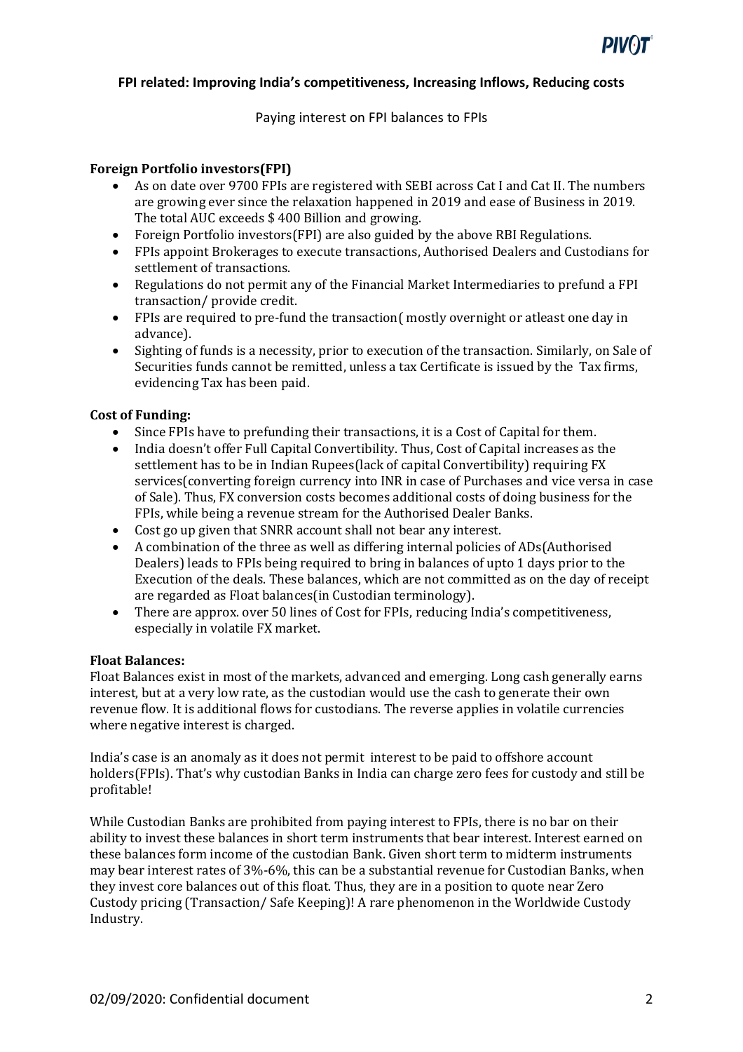## FPI related: Improving India's competitiveness, Increasing Inflows, Reducing costs

Paying interest on FPI balances to FPIs

**Foreign Portfolio investors(FPI)**

- As on date over 9700 FPIs are registered with SEBI across Cat I and Cat II. The numbers are growing ever since the relaxation happened in 2019 and ease of Business in 2019. The total AUC exceeds $ 400 Billion and growing.
- Foreign Portfolio investors(FPI) are also guided by the above RBI Regulations.
- FPIs appoint Brokerages to execute transactions, Authorised Dealers and Custodians for settlement of transactions.
- Regulations do not permit any of the Financial Market Intermediaries to prefund a FPI transaction/ provide credit.
- FPIs are required to pre-fund the transaction( mostly overnight or atleast one day in advance).
- Sighting of funds is a necessity, prior to execution of the transaction. Similarly, on Sale of Securities funds cannot be remitted, unless a tax Certificate is issued by the Tax firms, evidencing Tax has been paid.

**Cost of Funding:**

- Since FPIs have to prefunding their transactions, it is a Cost of Capital for them.
- India doesn't offer Full Capital Convertibility. Thus, Cost of Capital increases as the settlement has to be in Indian Rupees(lack of capital Convertibility) requiring FX services(converting foreign currency into INR in case of Purchases and vice versa in case of Sale). Thus, FX conversion costs becomes additional costs of doing business for the FPIs, while being a revenue stream for the Authorised Dealer Banks.
- Cost go up given that SNRR account shall not bear any interest.
- A combination of the three as well as differing internal policies of ADs(Authorised Dealers) leads to FPIs being required to bring in balances of upto 1 days prior to the Execution of the deals. These balances, which are not committed as on the day of receipt are regarded as Float balances(in Custodian terminology).
- There are approx. over 50 lines of Cost for FPIs, reducing India's competitiveness, especially in volatile FX market.

**Float Balances:**

Float Balances exist in most of the markets, advanced and emerging. Long cash generally earns interest, but at a very low rate, as the custodian would use the cash to generate their own revenue flow. It is additional flows for custodians. The reverse applies in volatile currencies where negative interest is charged.

India's case is an anomaly as it does not permit interest to be paid to offshore account holders(FPIs). That's why custodian Banks in India can charge zero fees for custody and still be profitable!

While Custodian Banks are prohibited from paying interest to FPIs, there is no bar on their ability to invest these balances in short term instruments that bear interest. Interest earned on these balances form income of the custodian Bank. Given short term to midterm instruments may bear interest rates of 3%-6%, this can be a substantial revenue for Custodian Banks, when they invest core balances out of this float. Thus, they are in a position to quote near Zero Custody pricing (Transaction/ Safe Keeping)! A rare phenomenon in the Worldwide Custody Industry.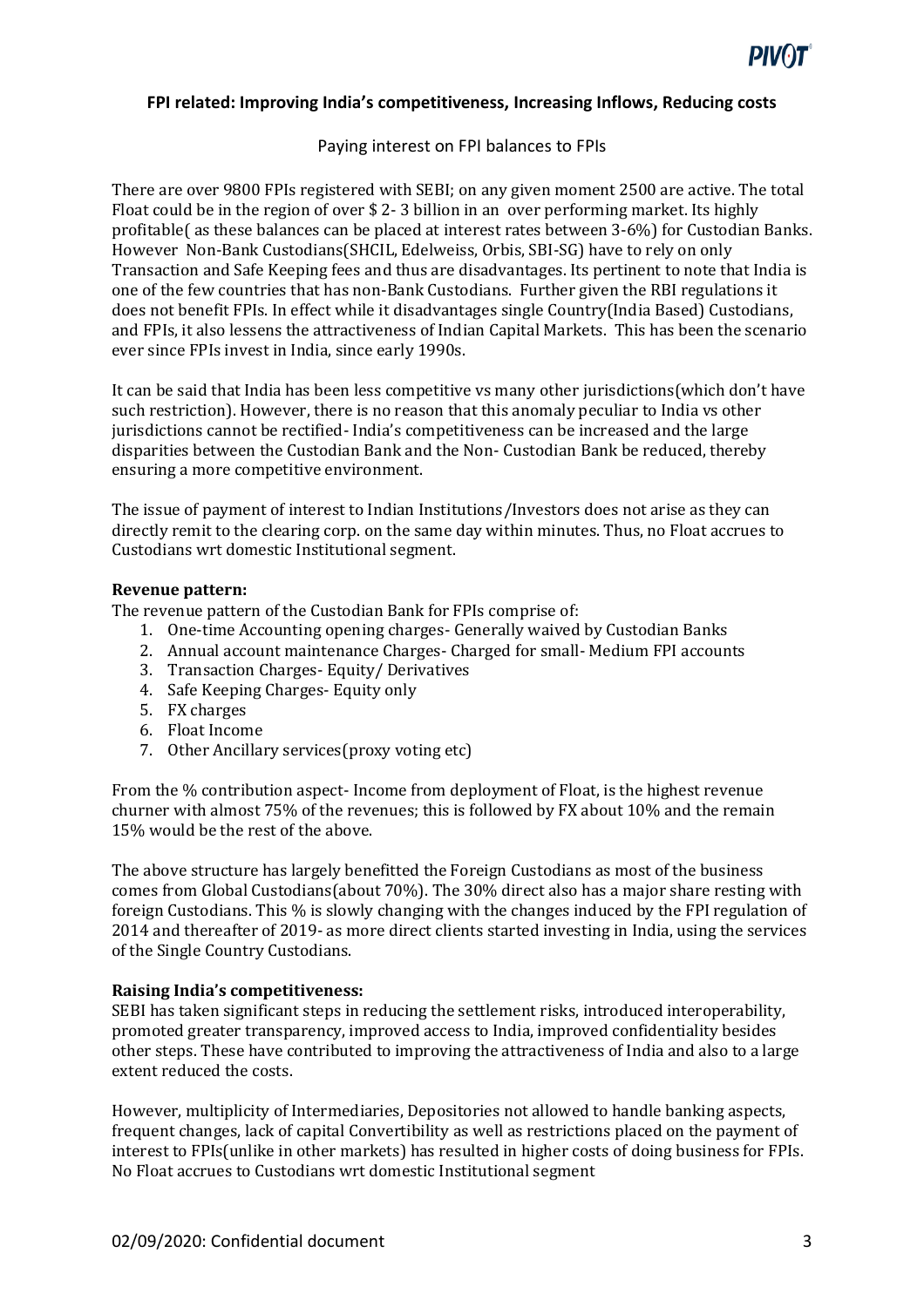## FPI related: Improving India's competitiveness, Increasing Inflows, Reducing costs

Paying interest on FPI balances to FPIs

There are over 9800 FPIs registered with SEBI; on any given moment 2500 are active. The total Float could be in the region of over $ 2- 3 billion in an over performing market. Its highly profitable( as these balances can be placed at interest rates between 3-6%) for Custodian Banks. However Non-Bank Custodians(SHCIL, Edelweiss, Orbis, SBI-SG) have to rely on only Transaction and Safe Keeping fees and thus are disadvantages. Its pertinent to note that India is one of the few countries that has non-Bank Custodians. Further given the RBI regulations it does not benefit FPIs. In effect while it disadvantages single Country(India Based) Custodians, and FPIs, it also lessens the attractiveness of Indian Capital Markets. This has been the scenario ever since FPIs invest in India, since early 1990s.

It can be said that India has been less competitive vs many other jurisdictions(which don't have such restriction). However, there is no reason that this anomaly peculiar to India vs other jurisdictions cannot be rectified- India's competitiveness can be increased and the large disparities between the Custodian Bank and the Non- Custodian Bank be reduced, thereby ensuring a more competitive environment.

The issue of payment of interest to Indian Institutions /Investors does not arise as they can directly remit to the clearing corp. on the same day within minutes. Thus, no Float accrues to Custodians wrt domestic Institutional segment.

**Revenue pattern:**

The revenue pattern of the Custodian Bank for FPIs comprise of:

1. One-time Accounting opening charges- Generally waived by Custodian Banks
2. Annual account maintenance Charges- Charged for small- Medium FPI accounts
3. Transaction Charges- Equity/ Derivatives
4. Safe Keeping Charges- Equity only
5. FX charges
6. Float Income
7. Other Ancillary services(proxy voting etc)

From the % contribution aspect- Income from deployment of Float, is the highest revenue churner with almost 75% of the revenues; this is followed by FX about 10% and the remain 15% would be the rest of the above.

The above structure has largely benefitted the Foreign Custodians as most of the business comes from Global Custodians(about 70%). The 30% direct also has a major share resting with foreign Custodians. This % is slowly changing with the changes induced by the FPI regulation of 2014 and thereafter of 2019- as more direct clients started investing in India, using the services of the Single Country Custodians.

**Raising India's competitiveness:**

SEBI has taken significant steps in reducing the settlement risks, introduced interoperability, promoted greater transparency, improved access to India, improved confidentiality besides other steps. These have contributed to improving the attractiveness of India and also to a large extent reduced the costs.

However, multiplicity of Intermediaries, Depositories not allowed to handle banking aspects, frequent changes, lack of capital Convertibility as well as restrictions placed on the payment of interest to FPIs(unlike in other markets) has resulted in higher costs of doing business for FPIs. No Float accrues to Custodians wrt domestic Institutional segment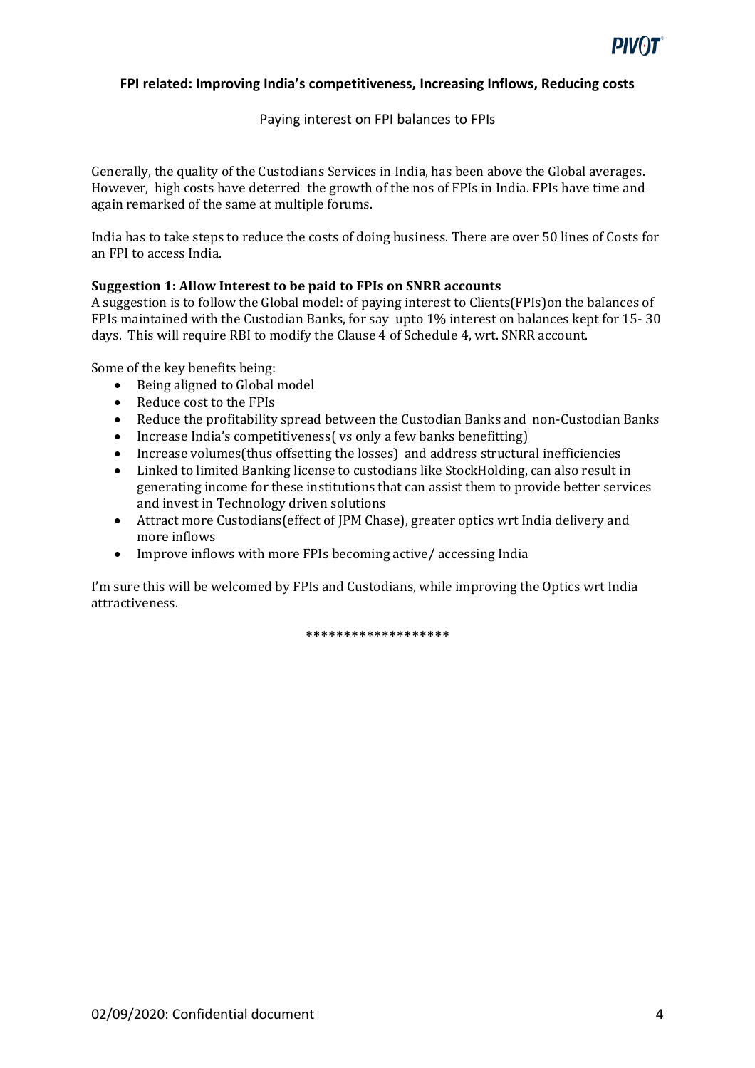## FPI related: Improving India's competitiveness, Increasing Inflows, Reducing costs

Paying interest on FPI balances to FPIs

Generally, the quality of the Custodians Services in India, has been above the Global averages. However, high costs have deterred the growth of the nos of FPIs in India. FPIs have time and again remarked of the same at multiple forums.

India has to take steps to reduce the costs of doing business. There are over 50 lines of Costs for an FPI to access India.

**Suggestion 1: Allow Interest to be paid to FPIs on SNRR accounts**

A suggestion is to follow the Global model: of paying interest to Clients(FPIs)on the balances of FPIs maintained with the Custodian Banks, for say upto 1% interest on balances kept for 15- 30 days. This will require RBI to modify the Clause 4 of Schedule 4, wrt. SNRR account.

Some of the key benefits being:

- Being aligned to Global model
- Reduce cost to the FPIs
- Reduce the profitability spread between the Custodian Banks and non-Custodian Banks
- Increase India's competitiveness( vs only a few banks benefitting)
- Increase volumes(thus offsetting the losses) and address structural inefficiencies
- Linked to limited Banking license to custodians like StockHolding, can also result in generating income for these institutions that can assist them to provide better services and invest in Technology driven solutions
- Attract more Custodians(effect of JPM Chase), greater optics wrt India delivery and more inflows
- Improve inflows with more FPIs becoming active/ accessing India

I'm sure this will be welcomed by FPIs and Custodians, while improving the Optics wrt India attractiveness.

*******************